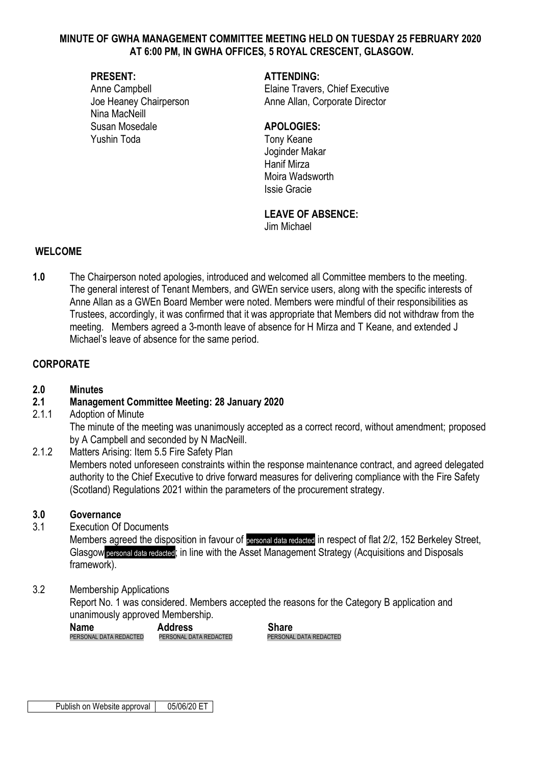# MINUTE OF GWHA MANAGEMENT COMMITTEE MEETING HELD ON TUESDAY 25 FEBRUARY 2020 AT 6:00 PM, IN GWHA OFFICES, 5 ROYAL CRESCENT, GLASGOW.

**PRESENT:**
Anne Campbell
Joe Heaney Chairperson
Nina MacNeill
Susan Mosedale
Yushin Toda

**ATTENDING:**
Elaine Travers, Chief Executive
Anne Allan, Corporate Director

**APOLOGIES:**
Tony Keane
Joginder Makar
Hanif Mirza
Moira Wadsworth
Issie Gracie

**LEAVE OF ABSENCE:**
Jim Michael

## WELCOME

**1.0** The Chairperson noted apologies, introduced and welcomed all Committee members to the meeting. The general interest of Tenant Members, and GWEn service users, along with the specific interests of Anne Allan as a GWEn Board Member were noted. Members were mindful of their responsibilities as Trustees, accordingly, it was confirmed that it was appropriate that Members did not withdraw from the meeting. Members agreed a 3-month leave of absence for H Mirza and T Keane, and extended J Michael's leave of absence for the same period.

## CORPORATE

### 2.0 Minutes

### 2.1 Management Committee Meeting: 28 January 2020

2.1.1 Adoption of Minute
The minute of the meeting was unanimously accepted as a correct record, without amendment; proposed by A Campbell and seconded by N MacNeill.

2.1.2 Matters Arising: Item 5.5 Fire Safety Plan
Members noted unforeseen constraints within the response maintenance contract, and agreed delegated authority to the Chief Executive to drive forward measures for delivering compliance with the Fire Safety (Scotland) Regulations 2021 within the parameters of the procurement strategy.

### 3.0 Governance

3.1 Execution Of Documents
Members agreed the disposition in favour of personal data redacted in respect of flat 2/2, 152 Berkeley Street, Glasgow personal data redacted; in line with the Asset Management Strategy (Acquisitions and Disposals framework).

3.2 Membership Applications
Report No. 1 was considered. Members accepted the reasons for the Category B application and unanimously approved Membership.

| Name | Address | Share |
|---|---|---|
| PERSONAL DATA REDACTED | PERSONAL DATA REDACTED | PERSONAL DATA REDACTED |

| Publish on Website approval | 05/06/20 ET |
|---|---|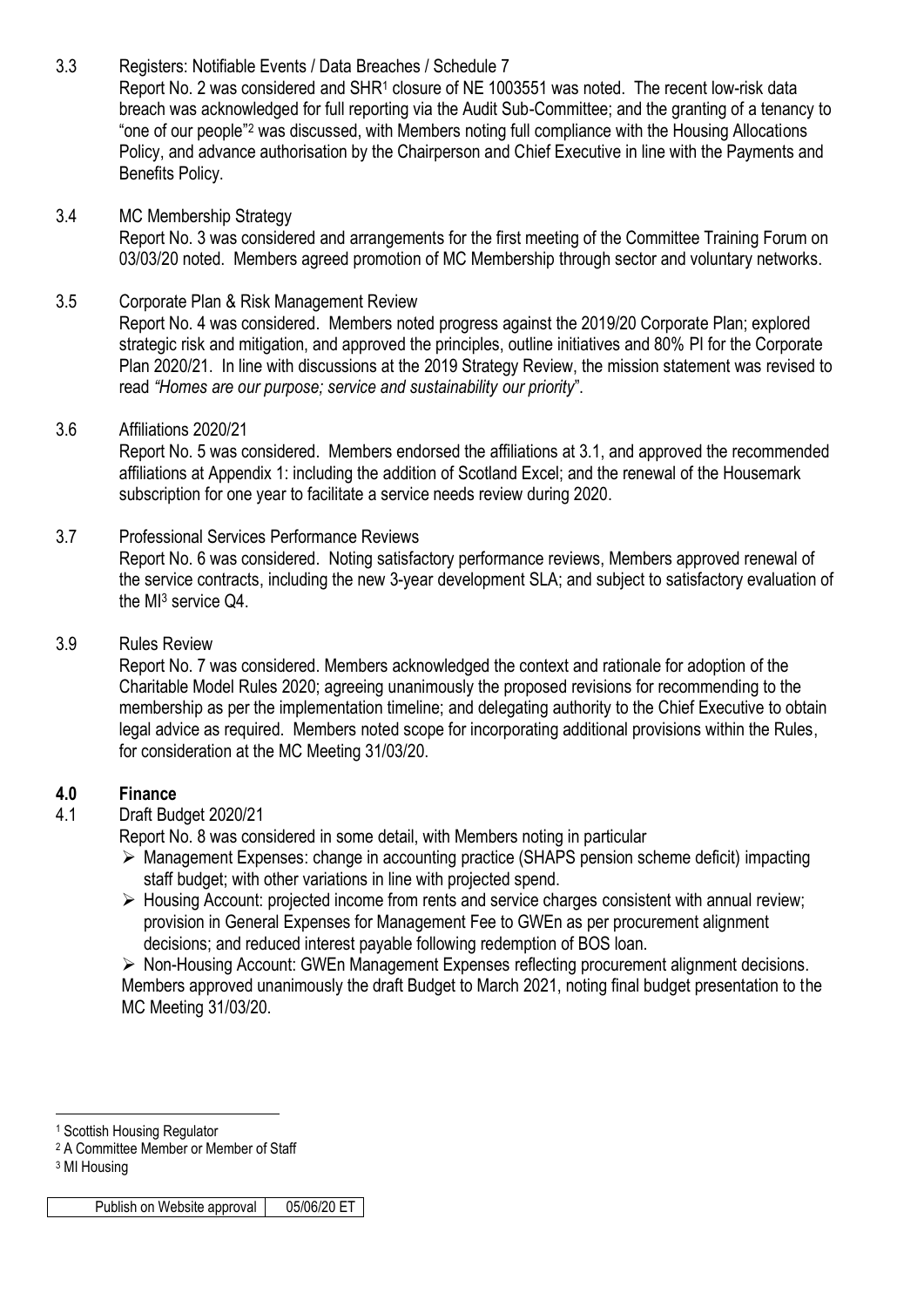3.3 Registers: Notifiable Events / Data Breaches / Schedule 7

Report No. 2 was considered and SHR[1] closure of NE 1003551 was noted. The recent low-risk data breach was acknowledged for full reporting via the Audit Sub-Committee; and the granting of a tenancy to "one of our people"[2] was discussed, with Members noting full compliance with the Housing Allocations Policy, and advance authorisation by the Chairperson and Chief Executive in line with the Payments and Benefits Policy.

3.4 MC Membership Strategy

Report No. 3 was considered and arrangements for the first meeting of the Committee Training Forum on 03/03/20 noted. Members agreed promotion of MC Membership through sector and voluntary networks.

3.5 Corporate Plan & Risk Management Review

Report No. 4 was considered. Members noted progress against the 2019/20 Corporate Plan; explored strategic risk and mitigation, and approved the principles, outline initiatives and 80% PI for the Corporate Plan 2020/21. In line with discussions at the 2019 Strategy Review, the mission statement was revised to read *"Homes are our purpose; service and sustainability our priority*".

3.6 Affiliations 2020/21

Report No. 5 was considered. Members endorsed the affiliations at 3.1, and approved the recommended affiliations at Appendix 1: including the addition of Scotland Excel; and the renewal of the Housemark subscription for one year to facilitate a service needs review during 2020.

3.7 Professional Services Performance Reviews

Report No. 6 was considered. Noting satisfactory performance reviews, Members approved renewal of the service contracts, including the new 3-year development SLA; and subject to satisfactory evaluation of the MI[3] service Q4.

3.9 Rules Review

Report No. 7 was considered. Members acknowledged the context and rationale for adoption of the Charitable Model Rules 2020; agreeing unanimously the proposed revisions for recommending to the membership as per the implementation timeline; and delegating authority to the Chief Executive to obtain legal advice as required. Members noted scope for incorporating additional provisions within the Rules, for consideration at the MC Meeting 31/03/20.

## 4.0 Finance

4.1 Draft Budget 2020/21

Report No. 8 was considered in some detail, with Members noting in particular

- Management Expenses: change in accounting practice (SHAPS pension scheme deficit) impacting staff budget; with other variations in line with projected spend.
- Housing Account: projected income from rents and service charges consistent with annual review; provision in General Expenses for Management Fee to GWEn as per procurement alignment decisions; and reduced interest payable following redemption of BOS loan.
- Non-Housing Account: GWEn Management Expenses reflecting procurement alignment decisions.

Members approved unanimously the draft Budget to March 2021, noting final budget presentation to the MC Meeting 31/03/20.

---

[1] Scottish Housing Regulator

[2] A Committee Member or Member of Staff

[3] MI Housing

| Publish on Website approval | 05/06/20 ET |
|---|---|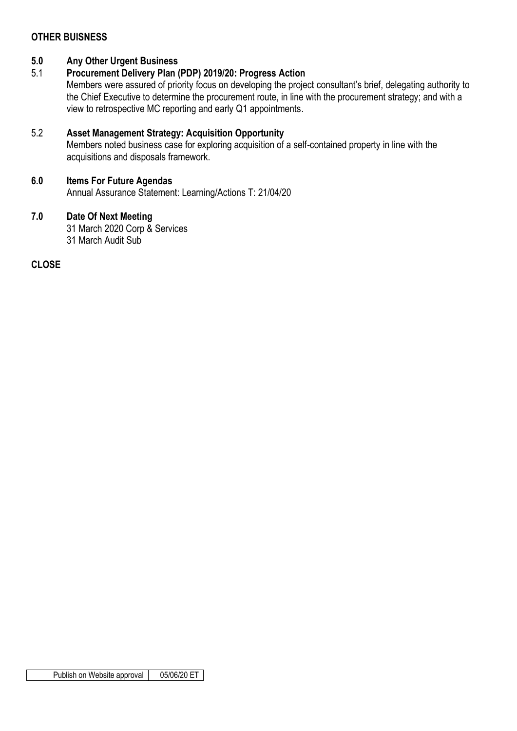**OTHER BUISNESS**

**5.0 Any Other Urgent Business**

5.1 **Procurement Delivery Plan (PDP) 2019/20: Progress Action**

Members were assured of priority focus on developing the project consultant's brief, delegating authority to the Chief Executive to determine the procurement route, in line with the procurement strategy; and with a view to retrospective MC reporting and early Q1 appointments.

5.2 **Asset Management Strategy: Acquisition Opportunity**

Members noted business case for exploring acquisition of a self-contained property in line with the acquisitions and disposals framework.

**6.0 Items For Future Agendas**

Annual Assurance Statement: Learning/Actions T: 21/04/20

**7.0 Date Of Next Meeting**

31 March 2020 Corp & Services
31 March Audit Sub

**CLOSE**

| | |
|---|---|
| Publish on Website approval | 05/06/20 ET |